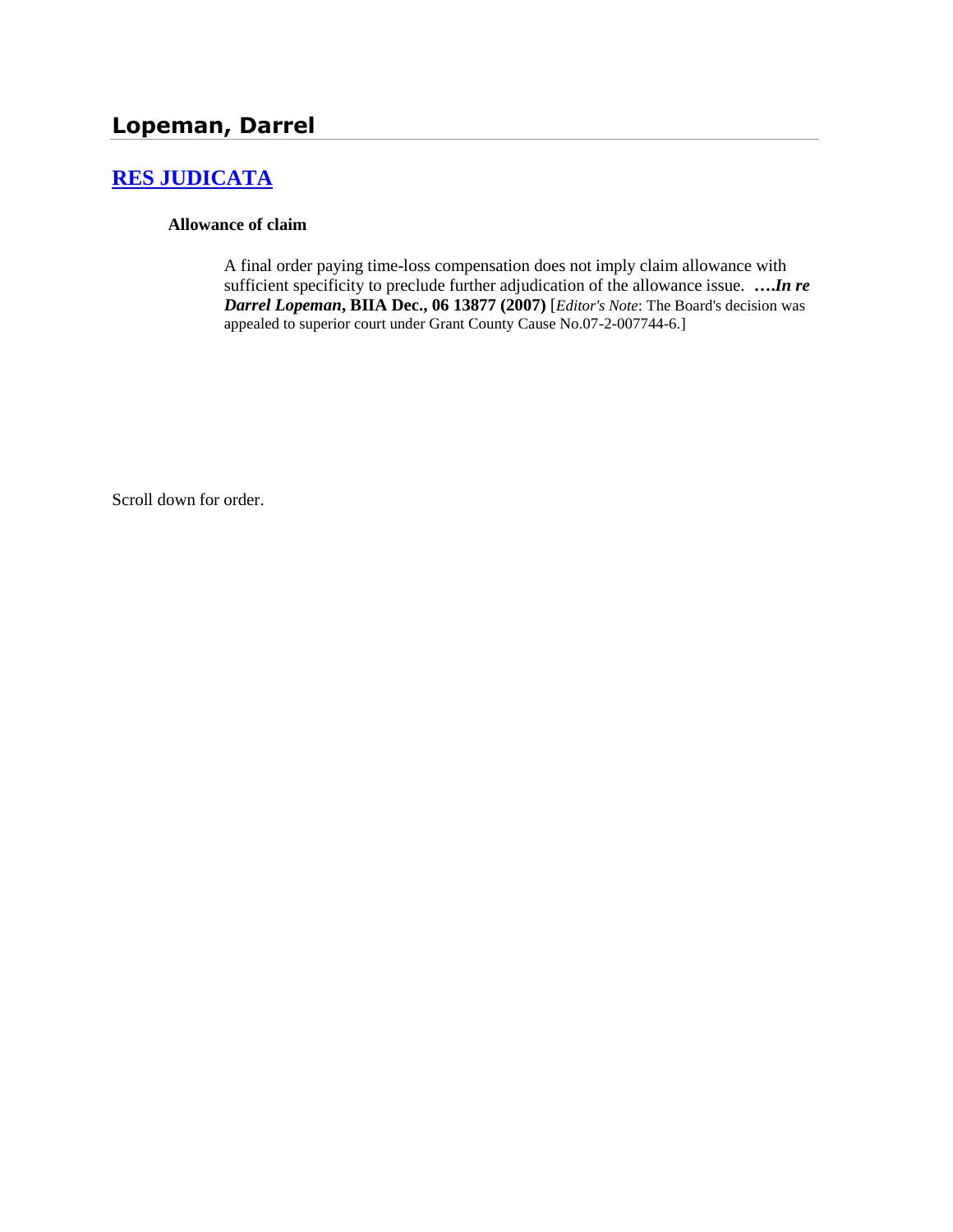## Lopeman, Darrel

### [RES JUDICATA]

**Allowance of claim**

A final order paying time-loss compensation does not imply claim allowance with sufficient specificity to preclude further adjudication of the allowance issue. **….*In re Darrel Lopeman*, BIIA Dec., 06 13877 (2007)** [*Editor's Note*: The Board's decision was appealed to superior court under Grant County Cause No.07-2-007744-6.]

Scroll down for order.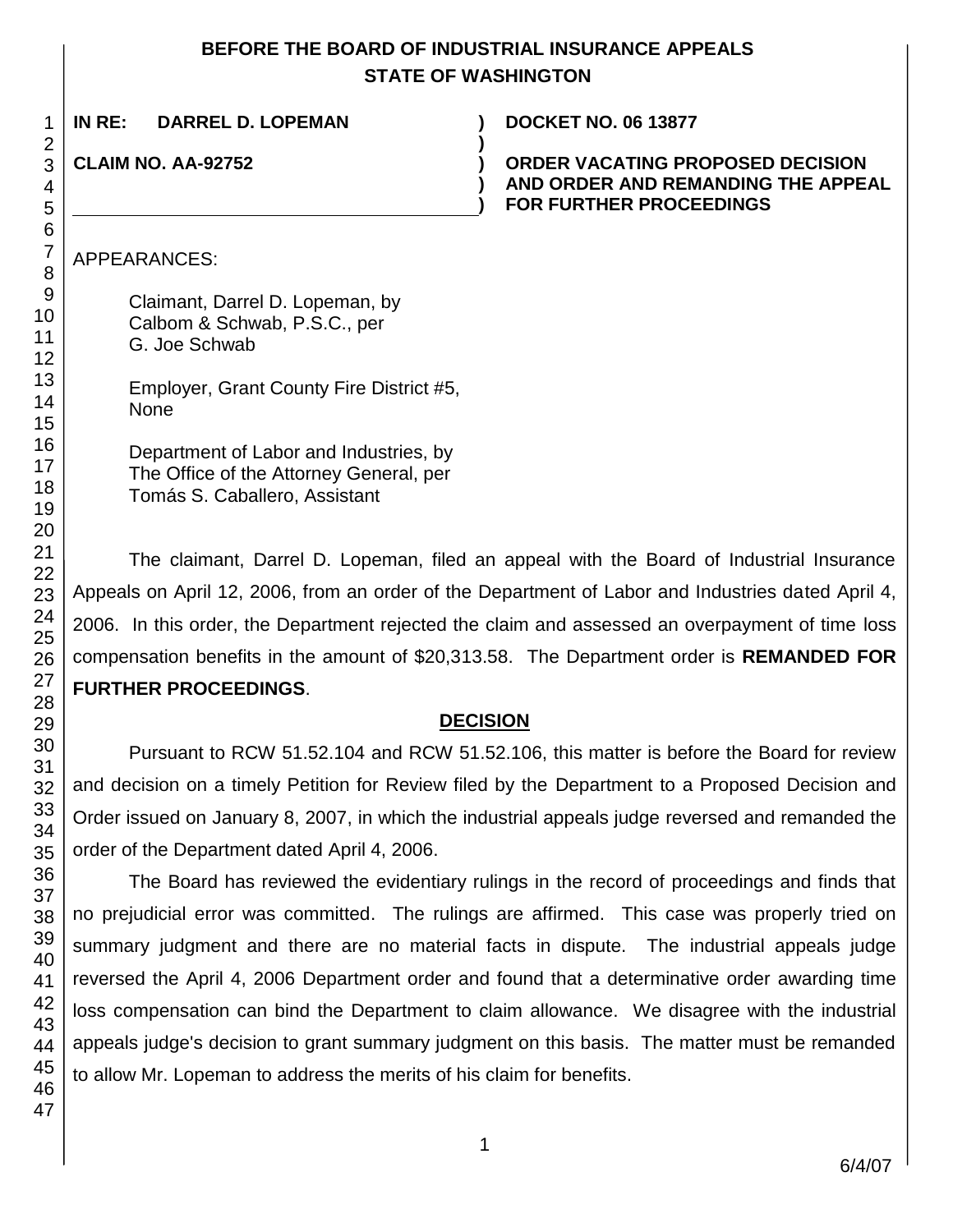# BEFORE THE BOARD OF INDUSTRIAL INSURANCE APPEALS
# STATE OF WASHINGTON

**IN RE: DARREL D. LOPEMAN** ) **DOCKET NO. 06 13877**

**CLAIM NO. AA-92752** ) **ORDER VACATING PROPOSED DECISION AND ORDER AND REMANDING THE APPEAL FOR FURTHER PROCEEDINGS**

APPEARANCES:

Claimant, Darrel D. Lopeman, by
Calbom & Schwab, P.S.C., per
G. Joe Schwab

Employer, Grant County Fire District #5,
None

Department of Labor and Industries, by
The Office of the Attorney General, per
Tomás S. Caballero, Assistant

The claimant, Darrel D. Lopeman, filed an appeal with the Board of Industrial Insurance Appeals on April 12, 2006, from an order of the Department of Labor and Industries dated April 4, 2006. In this order, the Department rejected the claim and assessed an overpayment of time loss compensation benefits in the amount of $20,313.58. The Department order is **REMANDED FOR FURTHER PROCEEDINGS**.

## DECISION

Pursuant to RCW 51.52.104 and RCW 51.52.106, this matter is before the Board for review and decision on a timely Petition for Review filed by the Department to a Proposed Decision and Order issued on January 8, 2007, in which the industrial appeals judge reversed and remanded the order of the Department dated April 4, 2006.

The Board has reviewed the evidentiary rulings in the record of proceedings and finds that no prejudicial error was committed. The rulings are affirmed. This case was properly tried on summary judgment and there are no material facts in dispute. The industrial appeals judge reversed the April 4, 2006 Department order and found that a determinative order awarding time loss compensation can bind the Department to claim allowance. We disagree with the industrial appeals judge's decision to grant summary judgment on this basis. The matter must be remanded to allow Mr. Lopeman to address the merits of his claim for benefits.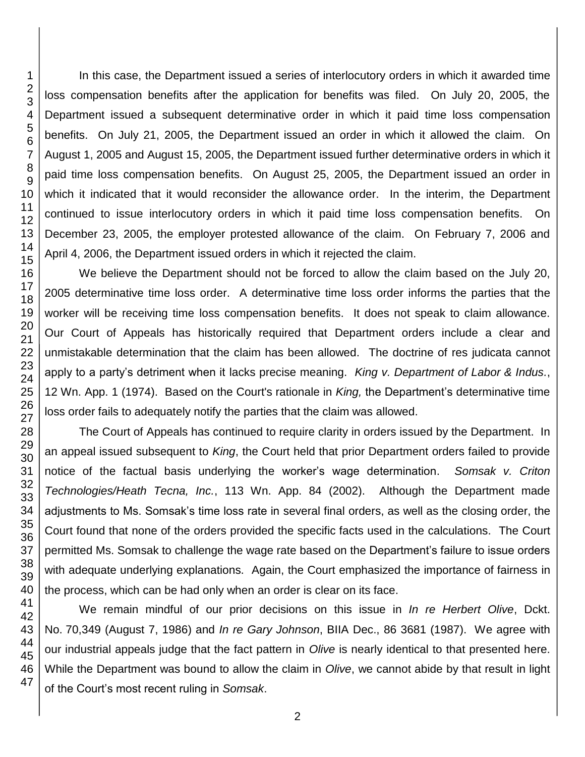In this case, the Department issued a series of interlocutory orders in which it awarded time loss compensation benefits after the application for benefits was filed. On July 20, 2005, the Department issued a subsequent determinative order in which it paid time loss compensation benefits. On July 21, 2005, the Department issued an order in which it allowed the claim. On August 1, 2005 and August 15, 2005, the Department issued further determinative orders in which it paid time loss compensation benefits. On August 25, 2005, the Department issued an order in which it indicated that it would reconsider the allowance order. In the interim, the Department continued to issue interlocutory orders in which it paid time loss compensation benefits. On December 23, 2005, the employer protested allowance of the claim. On February 7, 2006 and April 4, 2006, the Department issued orders in which it rejected the claim.

We believe the Department should not be forced to allow the claim based on the July 20, 2005 determinative time loss order. A determinative time loss order informs the parties that the worker will be receiving time loss compensation benefits. It does not speak to claim allowance. Our Court of Appeals has historically required that Department orders include a clear and unmistakable determination that the claim has been allowed. The doctrine of res judicata cannot apply to a party's detriment when it lacks precise meaning. *King v. Department of Labor & Indus.*, 12 Wn. App. 1 (1974). Based on the Court's rationale in *King,* the Department's determinative time loss order fails to adequately notify the parties that the claim was allowed.

The Court of Appeals has continued to require clarity in orders issued by the Department. In an appeal issued subsequent to *King*, the Court held that prior Department orders failed to provide notice of the factual basis underlying the worker's wage determination. *Somsak v. Criton Technologies/Heath Tecna, Inc.*, 113 Wn. App. 84 (2002). Although the Department made adjustments to Ms. Somsak's time loss rate in several final orders, as well as the closing order, the Court found that none of the orders provided the specific facts used in the calculations. The Court permitted Ms. Somsak to challenge the wage rate based on the Department's failure to issue orders with adequate underlying explanations. Again, the Court emphasized the importance of fairness in the process, which can be had only when an order is clear on its face.

We remain mindful of our prior decisions on this issue in *In re Herbert Olive*, Dckt. No. 70,349 (August 7, 1986) and *In re Gary Johnson*, BIIA Dec., 86 3681 (1987). We agree with our industrial appeals judge that the fact pattern in *Olive* is nearly identical to that presented here. While the Department was bound to allow the claim in *Olive*, we cannot abide by that result in light of the Court's most recent ruling in *Somsak*.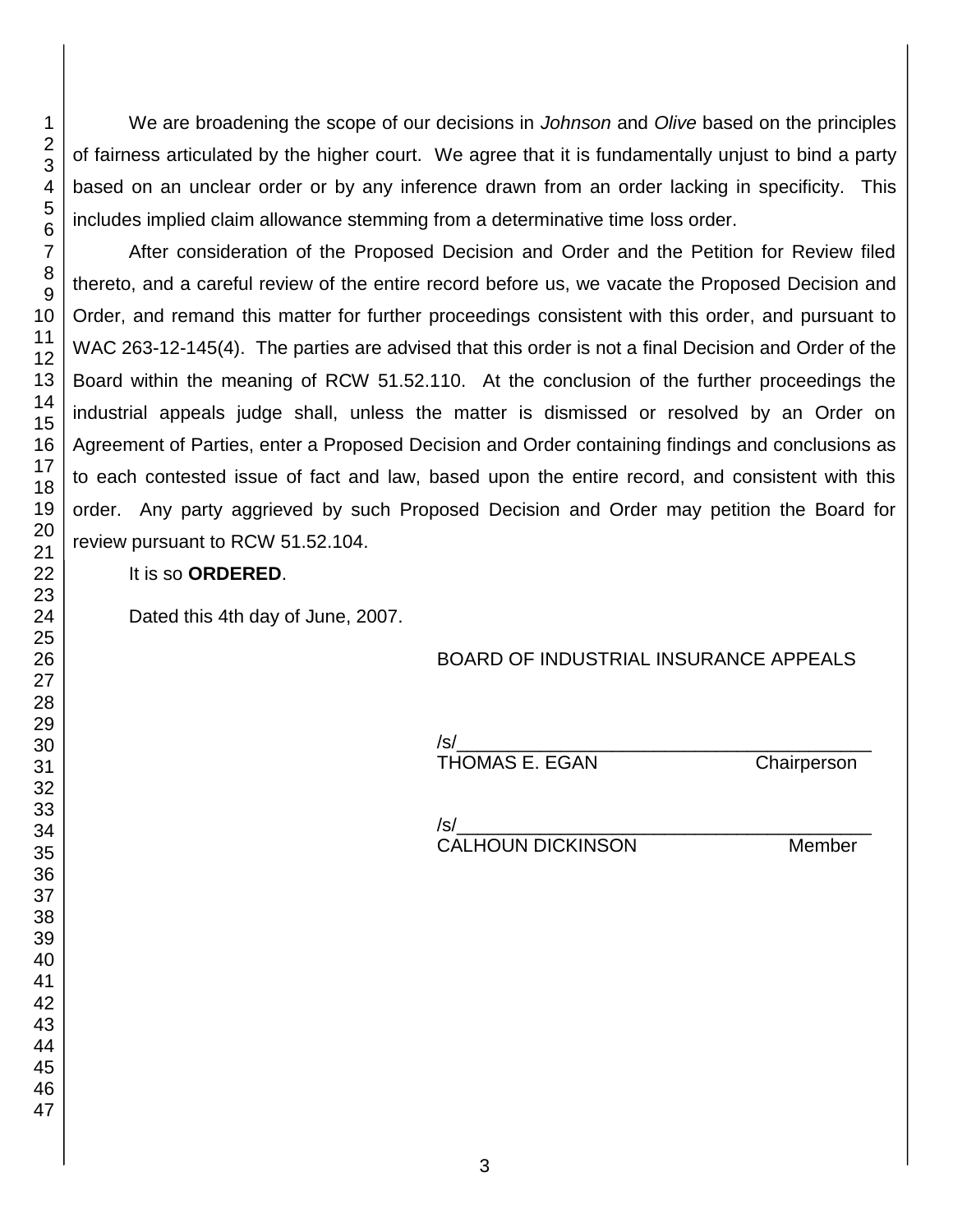We are broadening the scope of our decisions in *Johnson* and *Olive* based on the principles of fairness articulated by the higher court. We agree that it is fundamentally unjust to bind a party based on an unclear order or by any inference drawn from an order lacking in specificity. This includes implied claim allowance stemming from a determinative time loss order.

After consideration of the Proposed Decision and Order and the Petition for Review filed thereto, and a careful review of the entire record before us, we vacate the Proposed Decision and Order, and remand this matter for further proceedings consistent with this order, and pursuant to WAC 263-12-145(4). The parties are advised that this order is not a final Decision and Order of the Board within the meaning of RCW 51.52.110. At the conclusion of the further proceedings the industrial appeals judge shall, unless the matter is dismissed or resolved by an Order on Agreement of Parties, enter a Proposed Decision and Order containing findings and conclusions as to each contested issue of fact and law, based upon the entire record, and consistent with this order. Any party aggrieved by such Proposed Decision and Order may petition the Board for review pursuant to RCW 51.52.104.

It is so **ORDERED**.

Dated this 4th day of June, 2007.

BOARD OF INDUSTRIAL INSURANCE APPEALS

/s/________________________________________
THOMAS E. EGAN Chairperson

/s/________________________________________
CALHOUN DICKINSON Member